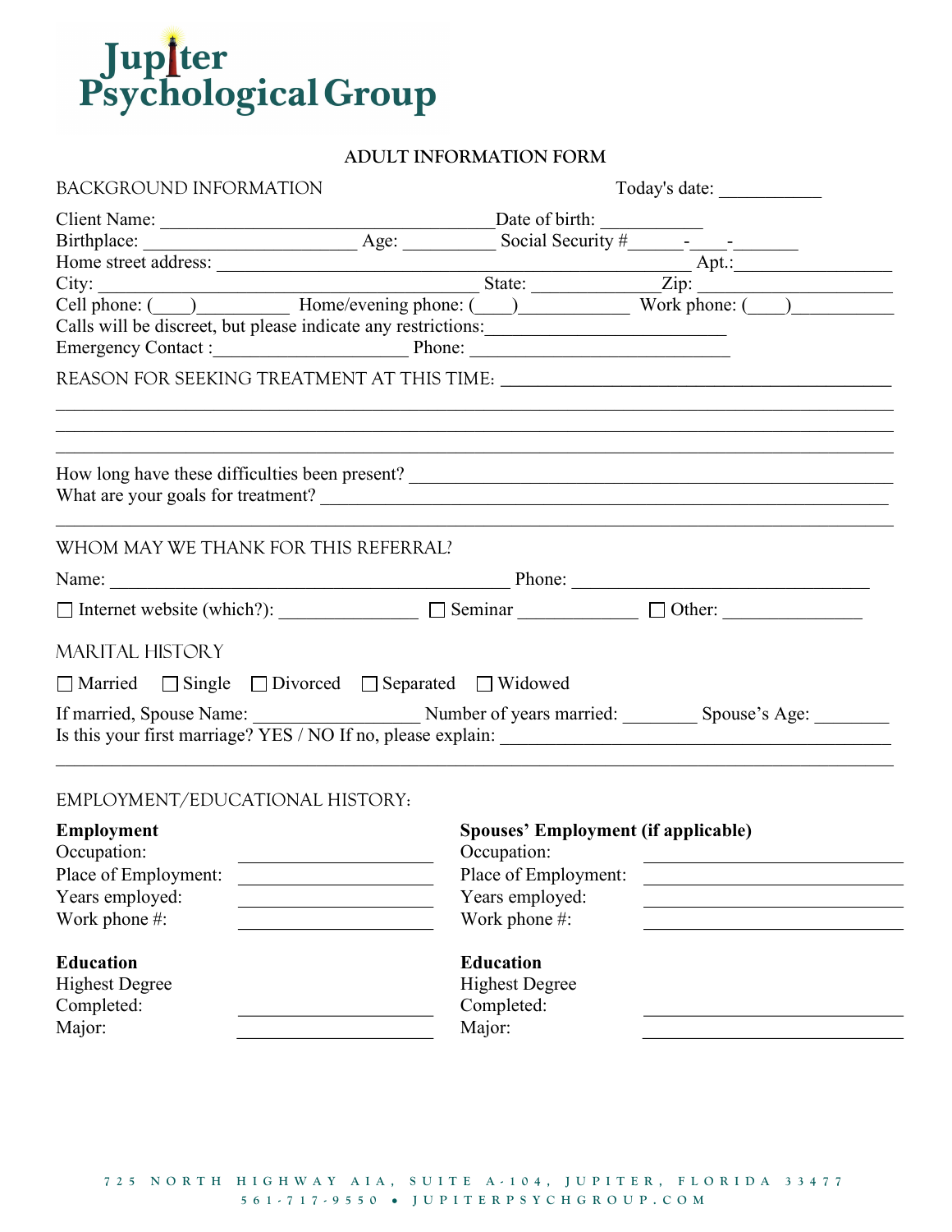# Jupiter Psychological Group

## ADULT INFORMATION FORM

BACKGROUND INFORMATION                                        Today's date: ___________

Client Name: ____________________________________ Date of birth: ___________
Birthplace: _______________________ Age: __________ Social Security #______-____-_______
Home street address: ___________________________________________________ Apt.:________________
City: __________________________________________ State: _____________ Zip: _____________________
Cell phone: (____)__________ Home/evening phone: (____)___________ Work phone: (____)__________
Calls will be discreet, but please indicate any restrictions:___________________________
Emergency Contact :_____________________ Phone: ____________________________

REASON FOR SEEKING TREATMENT AT THIS TIME: ___________________________________________

______________________________________________________________________________

______________________________________________________________________________

______________________________________________________________________________

How long have these difficulties been present? _________________________________________
What are your goals for treatment? _________________________________________________

______________________________________________________________________________

WHOM MAY WE THANK FOR THIS REFERRAL?

Name: ____________________________________________ Phone: _________________________________

☐ Internet website (which?): _______________ ☐ Seminar _____________ ☐ Other: _______________

MARITAL HISTORY

☐ Married ☐ Single ☐ Divorced ☐ Separated ☐ Widowed

If married, Spouse Name: __________________ Number of years married: ________ Spouse's Age: ________
Is this your first marriage? YES / NO If no, please explain: ____________________________________

______________________________________________________________________________

EMPLOYMENT/EDUCATIONAL HISTORY:

**Employment**
Occupation: _____________________
Place of Employment: _____________________
Years employed: _____________________
Work phone #: _____________________

**Education**
Highest Degree Completed: _____________________
Major: _____________________

**Spouses' Employment (if applicable)**
Occupation: _____________________
Place of Employment: _____________________
Years employed: _____________________
Work phone #: _____________________

**Education**
Highest Degree Completed: _____________________
Major: _____________________

725 NORTH HIGHWAY AIA, SUITE A-104, JUPITER, FLORIDA 33477
561-717-9550 • JUPITERPSYCHGROUP.COM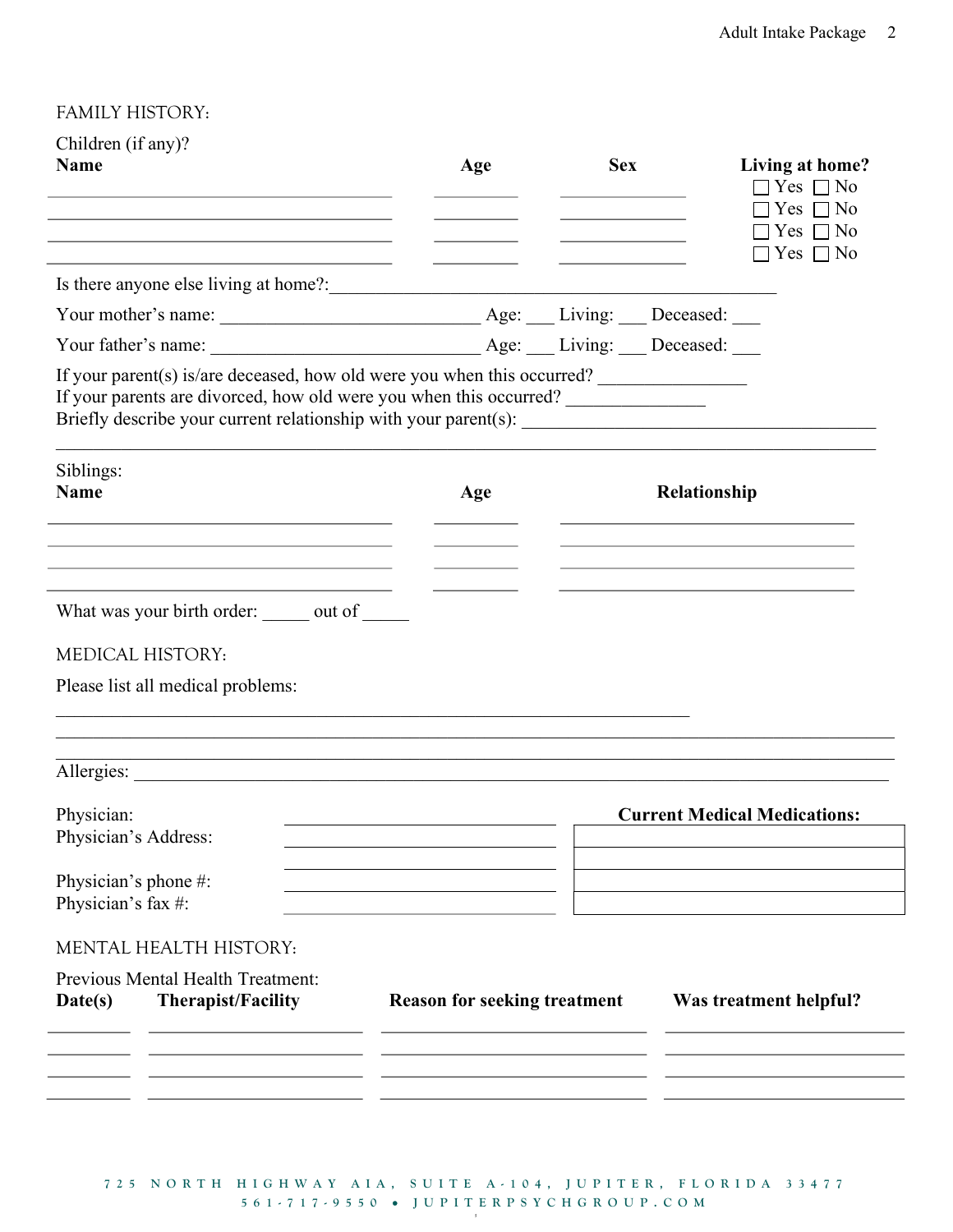## FAMILY HISTORY:

Children (if any)?

| Name | Age | Sex | Living at home? |
|---|---|---|---|
| | | | ☐ Yes ☐ No |
| | | | ☐ Yes ☐ No |
| | | | ☐ Yes ☐ No |
| | | | ☐ Yes ☐ No |

Is there anyone else living at home?:_______________________________________________

Your mother's name: ___________________________ Age: ___ Living: ___ Deceased: ___

Your father's name: ____________________________ Age: ___ Living: ___ Deceased: ___

If your parent(s) is/are deceased, how old were you when this occurred? _______________

If your parents are divorced, how old were you when this occurred? ______________

Briefly describe your current relationship with your parent(s): ____________________________________

___________________________________________________________________________

Siblings:

| Name | Age | Relationship |
|---|---|---|
| | | |
| | | |
| | | |
| | | |

What was your birth order: _____ out of _____

## MEDICAL HISTORY:

Please list all medical problems:

___________________________________________________________________________

___________________________________________________________________________

___________________________________________________________________________

Allergies: _________________________________________________________________

Physician: ____________________________

Physician's Address: ____________________________

____________________________

Physician's phone #: ____________________________

Physician's fax #: ____________________________

| Current Medical Medications: |
|---|
| |
| |
| |
| |

## MENTAL HEALTH HISTORY:

Previous Mental Health Treatment:

| Date(s) | Therapist/Facility | Reason for seeking treatment | Was treatment helpful? |
|---|---|---|---|
| | | | |
| | | | |
| | | | |
| | | | |

725 NORTH HIGHWAY A1A, SUITE A-104, JUPITER, FLORIDA 33477
561-717-9550 • JUPITERPSYCHGROUP.COM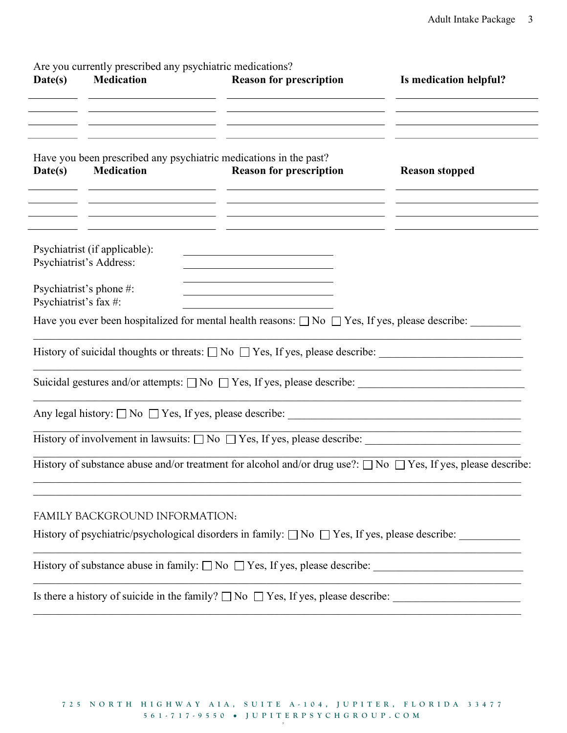Are you currently prescribed any psychiatric medications?

| Date(s) | Medication | Reason for prescription | Is medication helpful? |
| --- | --- | --- | --- |
| | | | |
| | | | |
| | | | |
| | | | |

Have you been prescribed any psychiatric medications in the past?

| Date(s) | Medication | Reason for prescription | Reason stopped |
| --- | --- | --- | --- |
| | | | |
| | | | |
| | | | |
| | | | |

Psychiatrist (if applicable): ______________________

Psychiatrist's Address: ______________________

______________________

Psychiatrist's phone #: ______________________

Psychiatrist's fax #: ______________________

Have you ever been hospitalized for mental health reasons: ☐ No ☐ Yes, If yes, please describe: _________

______________________________________________________________________________

History of suicidal thoughts or threats: ☐ No ☐ Yes, If yes, please describe: _________________________

______________________________________________________________________________

Suicidal gestures and/or attempts: ☐ No ☐ Yes, If yes, please describe: _____________________________

______________________________________________________________________________

Any legal history: ☐ No ☐ Yes, If yes, please describe: ____________________________________________

______________________________________________________________________________

History of involvement in lawsuits: ☐ No ☐ Yes, If yes, please describe: ___________________________

______________________________________________________________________________

History of substance abuse and/or treatment for alcohol and/or drug use?: ☐ No ☐ Yes, If yes, please describe:

______________________________________________________________________________

______________________________________________________________________________

FAMILY BACKGROUND INFORMATION:

History of psychiatric/psychological disorders in family: ☐ No ☐ Yes, If yes, please describe: __________

______________________________________________________________________________

History of substance abuse in family: ☐ No ☐ Yes, If yes, please describe: __________________________

______________________________________________________________________________

Is there a history of suicide in the family? ☐ No ☐ Yes, If yes, please describe: ______________________

______________________________________________________________________________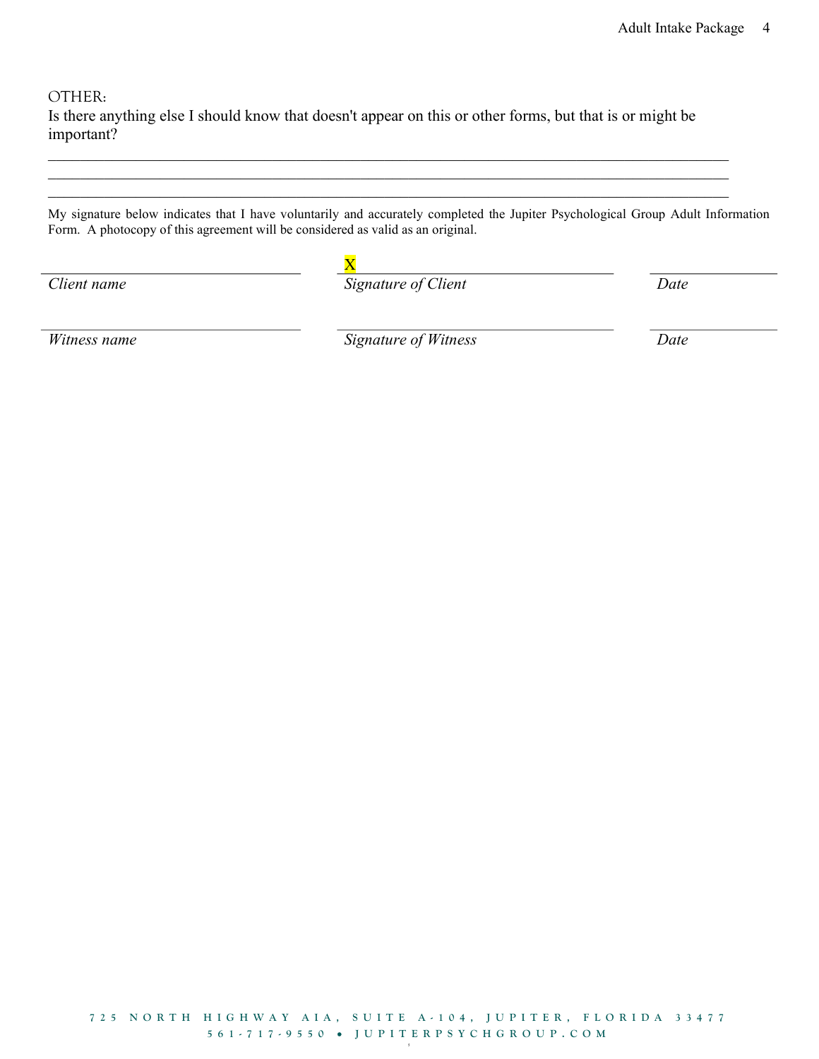OTHER:

Is there anything else I should know that doesn't appear on this or other forms, but that is or might be important?

_______________________________________________________________________________________

_______________________________________________________________________________________

_______________________________________________________________________________________

My signature below indicates that I have voluntarily and accurately completed the Jupiter Psychological Group Adult Information Form. A photocopy of this agreement will be considered as valid as an original.

| | X | |
|---|---|---|
| *Client name* | *Signature of Client* | *Date* |
| | | |
| *Witness name* | *Signature of Witness* | *Date* |

725 NORTH HIGHWAY A1A, SUITE A-104, JUPITER, FLORIDA 33477
561-717-9550 • JUPITERPSYCHGROUP.COM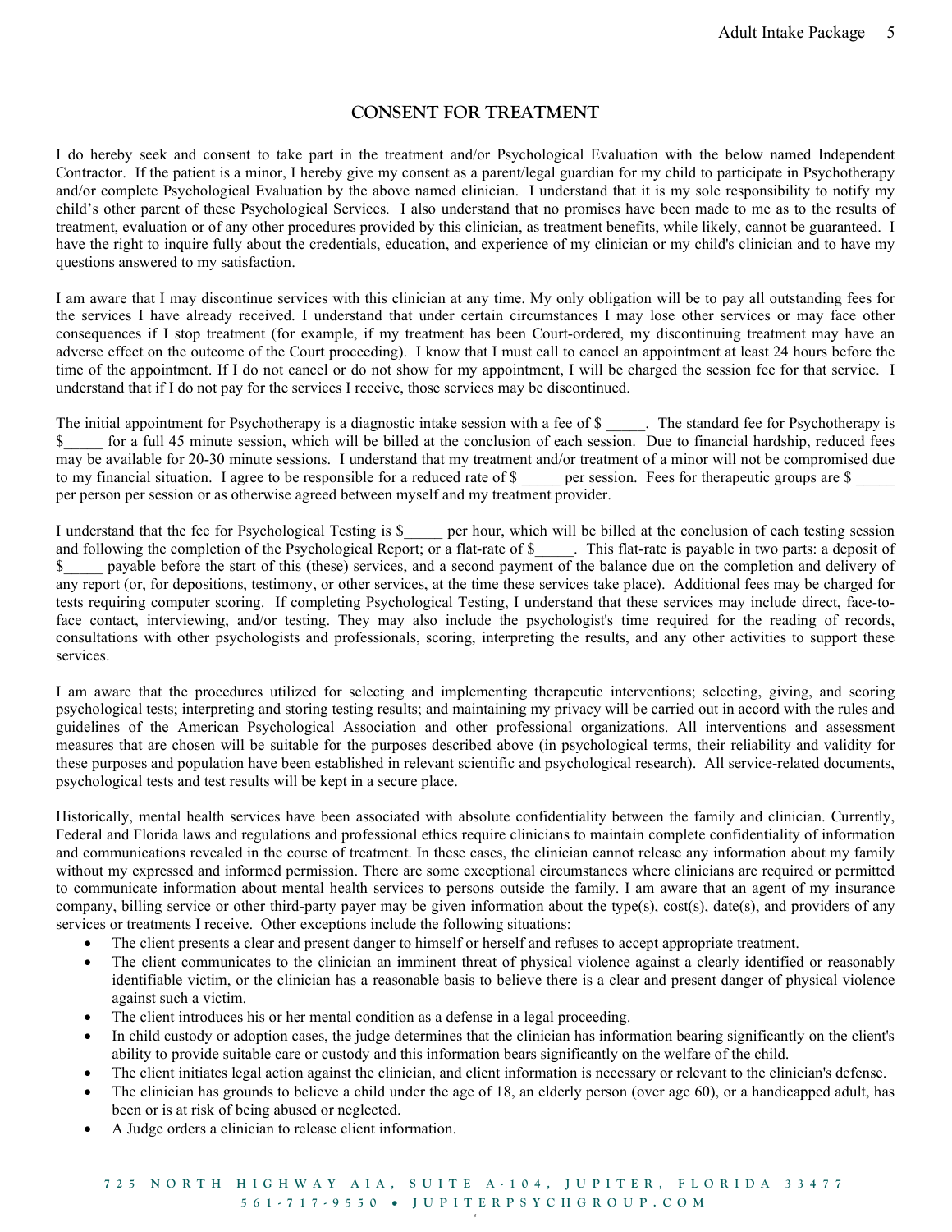## CONSENT FOR TREATMENT

I do hereby seek and consent to take part in the treatment and/or Psychological Evaluation with the below named Independent Contractor. If the patient is a minor, I hereby give my consent as a parent/legal guardian for my child to participate in Psychotherapy and/or complete Psychological Evaluation by the above named clinician. I understand that it is my sole responsibility to notify my child's other parent of these Psychological Services. I also understand that no promises have been made to me as to the results of treatment, evaluation or of any other procedures provided by this clinician, as treatment benefits, while likely, cannot be guaranteed. I have the right to inquire fully about the credentials, education, and experience of my clinician or my child's clinician and to have my questions answered to my satisfaction.

I am aware that I may discontinue services with this clinician at any time. My only obligation will be to pay all outstanding fees for the services I have already received. I understand that under certain circumstances I may lose other services or may face other consequences if I stop treatment (for example, if my treatment has been Court-ordered, my discontinuing treatment may have an adverse effect on the outcome of the Court proceeding). I know that I must call to cancel an appointment at least 24 hours before the time of the appointment. If I do not cancel or do not show for my appointment, I will be charged the session fee for that service. I understand that if I do not pay for the services I receive, those services may be discontinued.

The initial appointment for Psychotherapy is a diagnostic intake session with a fee of $ _____. The standard fee for Psychotherapy is $_____ for a full 45 minute session, which will be billed at the conclusion of each session. Due to financial hardship, reduced fees may be available for 20-30 minute sessions. I understand that my treatment and/or treatment of a minor will not be compromised due to my financial situation. I agree to be responsible for a reduced rate of $ _____ per session. Fees for therapeutic groups are $ _____ per person per session or as otherwise agreed between myself and my treatment provider.

I understand that the fee for Psychological Testing is $_____ per hour, which will be billed at the conclusion of each testing session and following the completion of the Psychological Report; or a flat-rate of $_____. This flat-rate is payable in two parts: a deposit of $_____ payable before the start of this (these) services, and a second payment of the balance due on the completion and delivery of any report (or, for depositions, testimony, or other services, at the time these services take place). Additional fees may be charged for tests requiring computer scoring. If completing Psychological Testing, I understand that these services may include direct, face-to-face contact, interviewing, and/or testing. They may also include the psychologist's time required for the reading of records, consultations with other psychologists and professionals, scoring, interpreting the results, and any other activities to support these services.

I am aware that the procedures utilized for selecting and implementing therapeutic interventions; selecting, giving, and scoring psychological tests; interpreting and storing testing results; and maintaining my privacy will be carried out in accord with the rules and guidelines of the American Psychological Association and other professional organizations. All interventions and assessment measures that are chosen will be suitable for the purposes described above (in psychological terms, their reliability and validity for these purposes and population have been established in relevant scientific and psychological research). All service-related documents, psychological tests and test results will be kept in a secure place.

Historically, mental health services have been associated with absolute confidentiality between the family and clinician. Currently, Federal and Florida laws and regulations and professional ethics require clinicians to maintain complete confidentiality of information and communications revealed in the course of treatment. In these cases, the clinician cannot release any information about my family without my expressed and informed permission. There are some exceptional circumstances where clinicians are required or permitted to communicate information about mental health services to persons outside the family. I am aware that an agent of my insurance company, billing service or other third-party payer may be given information about the type(s), cost(s), date(s), and providers of any services or treatments I receive. Other exceptions include the following situations:

- The client presents a clear and present danger to himself or herself and refuses to accept appropriate treatment.
- The client communicates to the clinician an imminent threat of physical violence against a clearly identified or reasonably identifiable victim, or the clinician has a reasonable basis to believe there is a clear and present danger of physical violence against such a victim.
- The client introduces his or her mental condition as a defense in a legal proceeding.
- In child custody or adoption cases, the judge determines that the clinician has information bearing significantly on the client's ability to provide suitable care or custody and this information bears significantly on the welfare of the child.
- The client initiates legal action against the clinician, and client information is necessary or relevant to the clinician's defense.
- The clinician has grounds to believe a child under the age of 18, an elderly person (over age 60), or a handicapped adult, has been or is at risk of being abused or neglected.
- A Judge orders a clinician to release client information.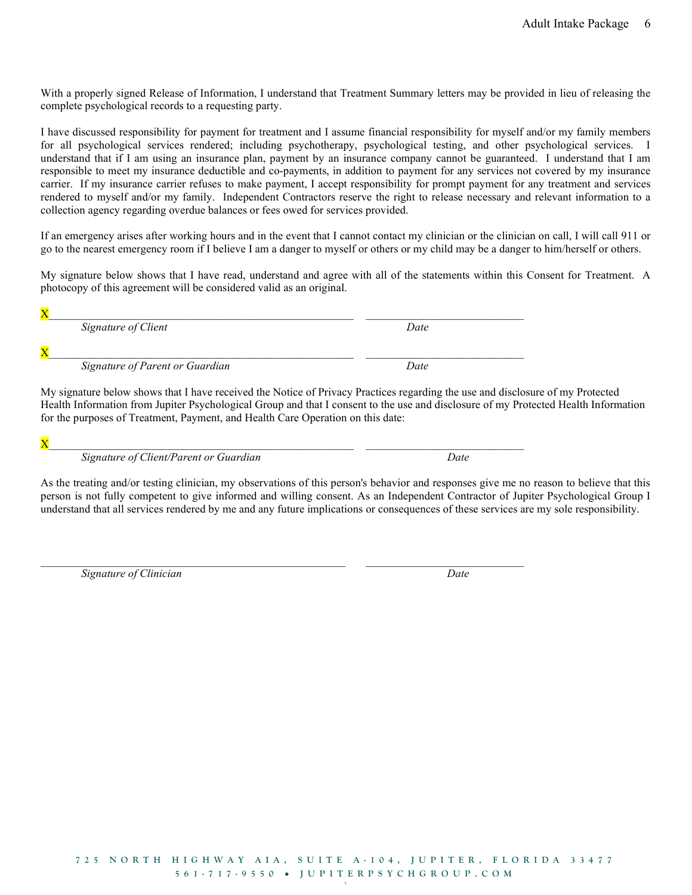With a properly signed Release of Information, I understand that Treatment Summary letters may be provided in lieu of releasing the complete psychological records to a requesting party.

I have discussed responsibility for payment for treatment and I assume financial responsibility for myself and/or my family members for all psychological services rendered; including psychotherapy, psychological testing, and other psychological services. I understand that if I am using an insurance plan, payment by an insurance company cannot be guaranteed. I understand that I am responsible to meet my insurance deductible and co-payments, in addition to payment for any services not covered by my insurance carrier. If my insurance carrier refuses to make payment, I accept responsibility for prompt payment for any treatment and services rendered to myself and/or my family. Independent Contractors reserve the right to release necessary and relevant information to a collection agency regarding overdue balances or fees owed for services provided.

If an emergency arises after working hours and in the event that I cannot contact my clinician or the clinician on call, I will call 911 or go to the nearest emergency room if I believe I am a danger to myself or others or my child may be a danger to him/herself or others.

My signature below shows that I have read, understand and agree with all of the statements within this Consent for Treatment. A photocopy of this agreement will be considered valid as an original.

X_______________________________________________ ___________________________
*Signature of Client* *Date*

X_______________________________________________ ___________________________
*Signature of Parent or Guardian* *Date*

My signature below shows that I have received the Notice of Privacy Practices regarding the use and disclosure of my Protected Health Information from Jupiter Psychological Group and that I consent to the use and disclosure of my Protected Health Information for the purposes of Treatment, Payment, and Health Care Operation on this date:

X_______________________________________________ ___________________________
*Signature of Client/Parent or Guardian* *Date*

As the treating and/or testing clinician, my observations of this person's behavior and responses give me no reason to believe that this person is not fully competent to give informed and willing consent. As an Independent Contractor of Jupiter Psychological Group I understand that all services rendered by me and any future implications or consequences of these services are my sole responsibility.

_______________________________________________ ___________________________
*Signature of Clinician* *Date*

725 NORTH HIGHWAY AIA, SUITE A-104, JUPITER, FLORIDA 33477
561-717-9550 • JUPITERPSYCHGROUP.COM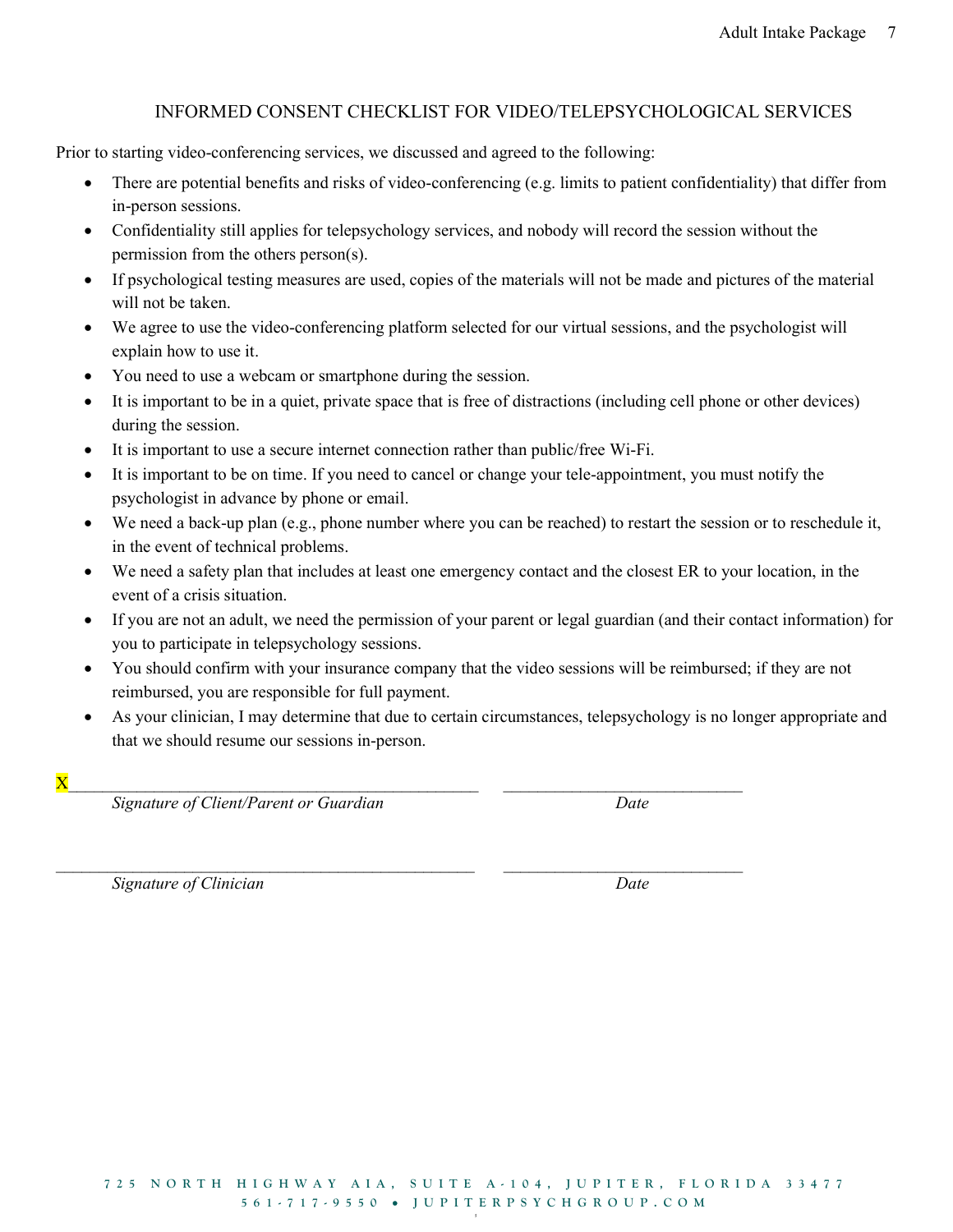## INFORMED CONSENT CHECKLIST FOR VIDEO/TELEPSYCHOLOGICAL SERVICES

Prior to starting video-conferencing services, we discussed and agreed to the following:

- There are potential benefits and risks of video-conferencing (e.g. limits to patient confidentiality) that differ from in-person sessions.
- Confidentiality still applies for telepsychology services, and nobody will record the session without the permission from the others person(s).
- If psychological testing measures are used, copies of the materials will not be made and pictures of the material will not be taken.
- We agree to use the video-conferencing platform selected for our virtual sessions, and the psychologist will explain how to use it.
- You need to use a webcam or smartphone during the session.
- It is important to be in a quiet, private space that is free of distractions (including cell phone or other devices) during the session.
- It is important to use a secure internet connection rather than public/free Wi-Fi.
- It is important to be on time. If you need to cancel or change your tele-appointment, you must notify the psychologist in advance by phone or email.
- We need a back-up plan (e.g., phone number where you can be reached) to restart the session or to reschedule it, in the event of technical problems.
- We need a safety plan that includes at least one emergency contact and the closest ER to your location, in the event of a crisis situation.
- If you are not an adult, we need the permission of your parent or legal guardian (and their contact information) for you to participate in telepsychology sessions.
- You should confirm with your insurance company that the video sessions will be reimbursed; if they are not reimbursed, you are responsible for full payment.
- As your clinician, I may determine that due to certain circumstances, telepsychology is no longer appropriate and that we should resume our sessions in-person.

X_______________________________________________ ____________________________

*Signature of Client/Parent or Guardian* *Date*

________________________________________________ ____________________________

*Signature of Clinician* *Date*

725 NORTH HIGHWAY A1A, SUITE A-104, JUPITER, FLORIDA 33477

561-717-9550 • JUPITERPSYCHGROUP.COM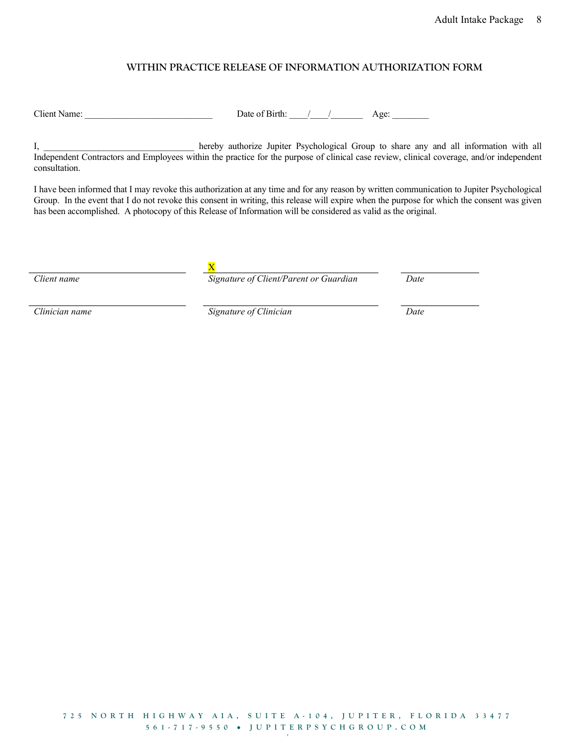## WITHIN PRACTICE RELEASE OF INFORMATION AUTHORIZATION FORM

Client Name: ____________________________ Date of Birth: ____/____/_______ Age: ________

I, _________________________________ hereby authorize Jupiter Psychological Group to share any and all information with all Independent Contractors and Employees within the practice for the purpose of clinical case review, clinical coverage, and/or independent consultation.

I have been informed that I may revoke this authorization at any time and for any reason by written communication to Jupiter Psychological Group. In the event that I do not revoke this consent in writing, this release will expire when the purpose for which the consent was given has been accomplished. A photocopy of this Release of Information will be considered as valid as the original.

| | X | |
|---|---|---|
| *Client name* | *Signature of Client/Parent or Guardian* | *Date* |
| | | |
| *Clinician name* | *Signature of Clinician* | *Date* |

725 NORTH HIGHWAY AIA, SUITE A-104, JUPITER, FLORIDA 33477
561-717-9550 • JUPITERPSYCHGROUP.COM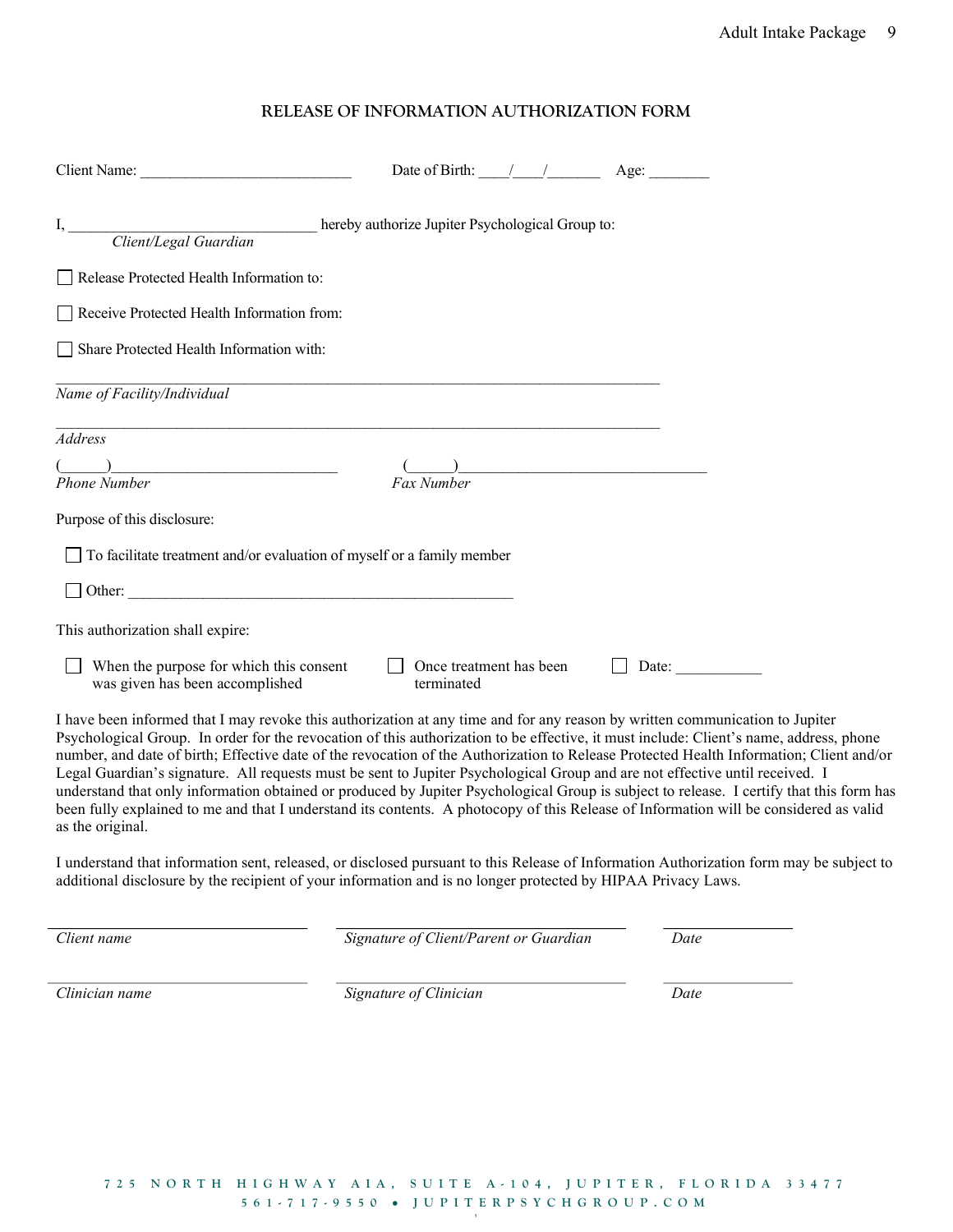# RELEASE OF INFORMATION AUTHORIZATION FORM

Client Name: ____________________________ Date of Birth: ____/____/_______ Age: ________

I, _________________________________ hereby authorize Jupiter Psychological Group to:
*Client/Legal Guardian*

☐ Release Protected Health Information to:

☐ Receive Protected Health Information from:

☐ Share Protected Health Information with:

_______________________________________________________________________________
*Name of Facility/Individual*

_______________________________________________________________________________
*Address*

(______)_____________________________ (______)________________________________
*Phone Number* *Fax Number*

Purpose of this disclosure:

☐ To facilitate treatment and/or evaluation of myself or a family member

☐ Other: ___________________________________________________

This authorization shall expire:

☐ When the purpose for which this consent was given has been accomplished ☐ Once treatment has been terminated ☐ Date: ___________

I have been informed that I may revoke this authorization at any time and for any reason by written communication to Jupiter Psychological Group. In order for the revocation of this authorization to be effective, it must include: Client's name, address, phone number, and date of birth; Effective date of the revocation of the Authorization to Release Protected Health Information; Client and/or Legal Guardian's signature. All requests must be sent to Jupiter Psychological Group and are not effective until received. I understand that only information obtained or produced by Jupiter Psychological Group is subject to release. I certify that this form has been fully explained to me and that I understand its contents. A photocopy of this Release of Information will be considered as valid as the original.

I understand that information sent, released, or disclosed pursuant to this Release of Information Authorization form may be subject to additional disclosure by the recipient of your information and is no longer protected by HIPAA Privacy Laws.

_____________________________ _____________________________ ______________
*Client name* *Signature of Client/Parent or Guardian* *Date*

_____________________________ _____________________________ ______________
*Clinician name* *Signature of Clinician* *Date*

725 NORTH HIGHWAY AIA, SUITE A-104, JUPITER, FLORIDA 33477
561-717-9550 • JUPITERPSYCHGROUP.COM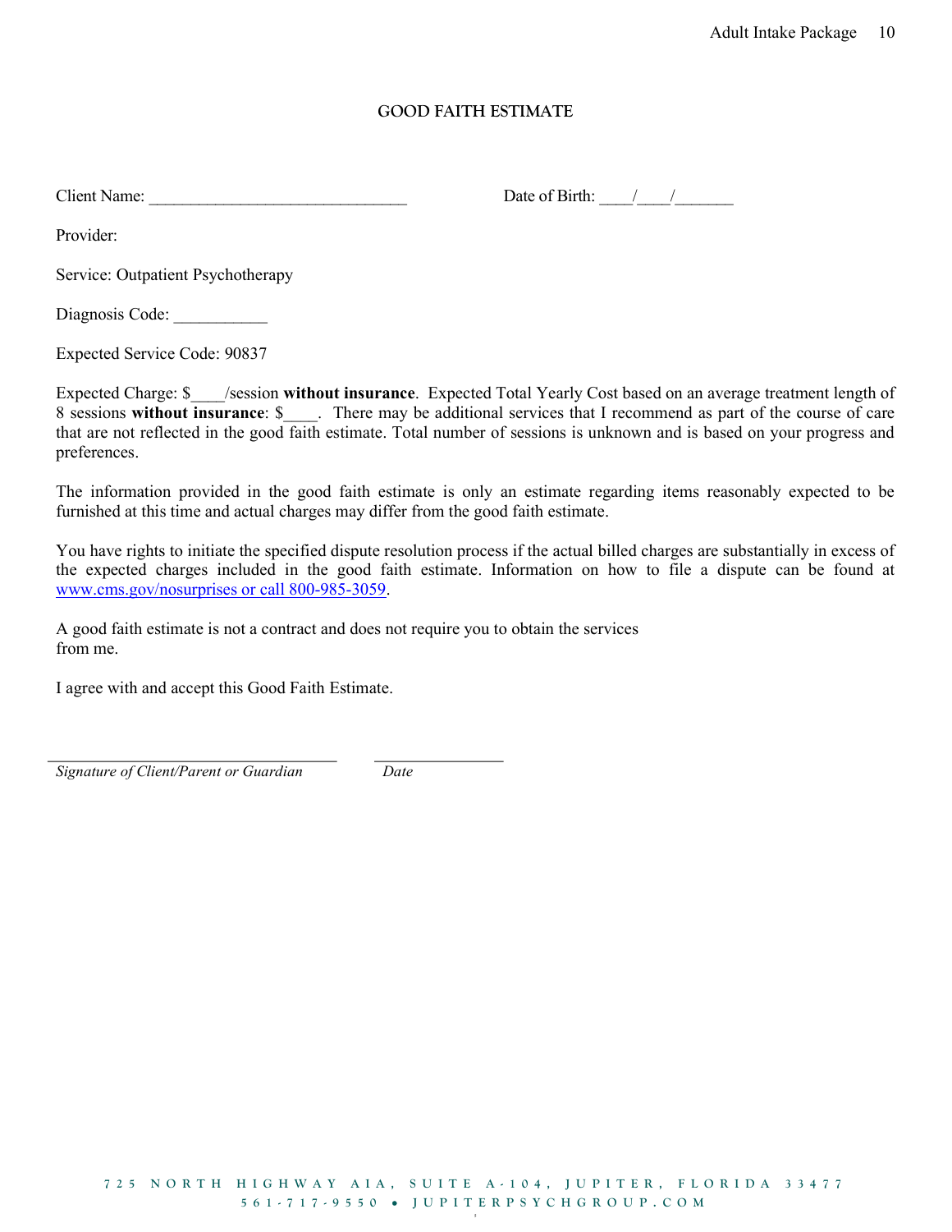# GOOD FAITH ESTIMATE

Client Name: _______________________________ Date of Birth: ____/____/_______

Provider:

Service: Outpatient Psychotherapy

Diagnosis Code: ___________

Expected Service Code: 90837

Expected Charge: $____/session **without insurance**. Expected Total Yearly Cost based on an average treatment length of 8 sessions **without insurance**: $____. There may be additional services that I recommend as part of the course of care that are not reflected in the good faith estimate. Total number of sessions is unknown and is based on your progress and preferences.

The information provided in the good faith estimate is only an estimate regarding items reasonably expected to be furnished at this time and actual charges may differ from the good faith estimate.

You have rights to initiate the specified dispute resolution process if the actual billed charges are substantially in excess of the expected charges included in the good faith estimate. Information on how to file a dispute can be found at www.cms.gov/nosurprises or call 800-985-3059.

A good faith estimate is not a contract and does not require you to obtain the services from me.

I agree with and accept this Good Faith Estimate.

___________________________________ ________________

*Signature of Client/Parent or Guardian* *Date*

725 NORTH HIGHWAY AIA, SUITE A-104, JUPITER, FLORIDA 33477
561-717-9550 • JUPITERPSYCHGROUP.COM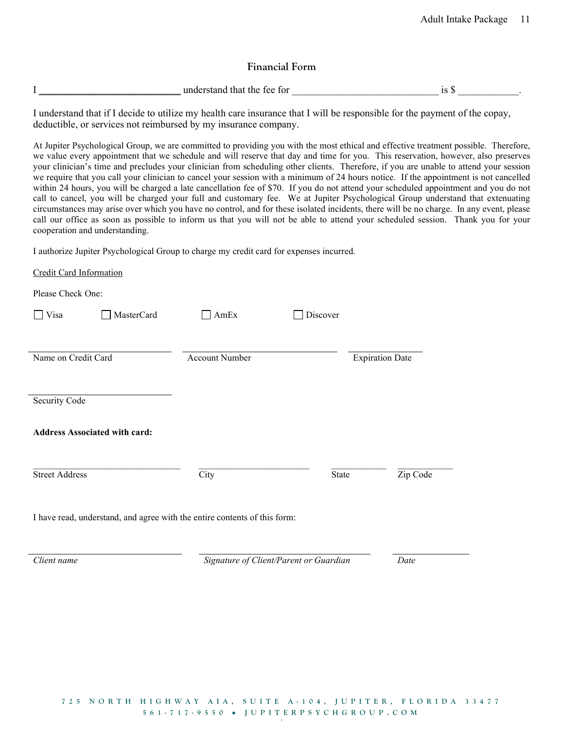## Financial Form

I ___________________________ understand that the fee for ____________________________ is $ ____________.

I understand that if I decide to utilize my health care insurance that I will be responsible for the payment of the copay, deductible, or services not reimbursed by my insurance company.

At Jupiter Psychological Group, we are committed to providing you with the most ethical and effective treatment possible. Therefore, we value every appointment that we schedule and will reserve that day and time for you. This reservation, however, also preserves your clinician's time and precludes your clinician from scheduling other clients. Therefore, if you are unable to attend your session we require that you call your clinician to cancel your session with a minimum of 24 hours notice. If the appointment is not cancelled within 24 hours, you will be charged a late cancellation fee of $70. If you do not attend your scheduled appointment and you do not call to cancel, you will be charged your full and customary fee. We at Jupiter Psychological Group understand that extenuating circumstances may arise over which you have no control, and for these isolated incidents, there will be no charge. In any event, please call our office as soon as possible to inform us that you will not be able to attend your scheduled session. Thank you for your cooperation and understanding.

I authorize Jupiter Psychological Group to charge my credit card for expenses incurred.

Credit Card Information

Please Check One:

☐ Visa ☐ MasterCard ☐ AmEx ☐ Discover

___________________________ ___________________________ _______________

Name on Credit Card Account Number Expiration Date

___________________________

Security Code

**Address Associated with card:**

___________________________ _______________________ ___________ ___________

Street Address City State Zip Code

I have read, understand, and agree with the entire contents of this form:

___________________________ ___________________________ _______________

*Client name* *Signature of Client/Parent or Guardian* *Date*

725 NORTH HIGHWAY A1A, SUITE A-104, JUPITER, FLORIDA 33477
561-717-9550 • JUPITERPSYCHGROUP.COM